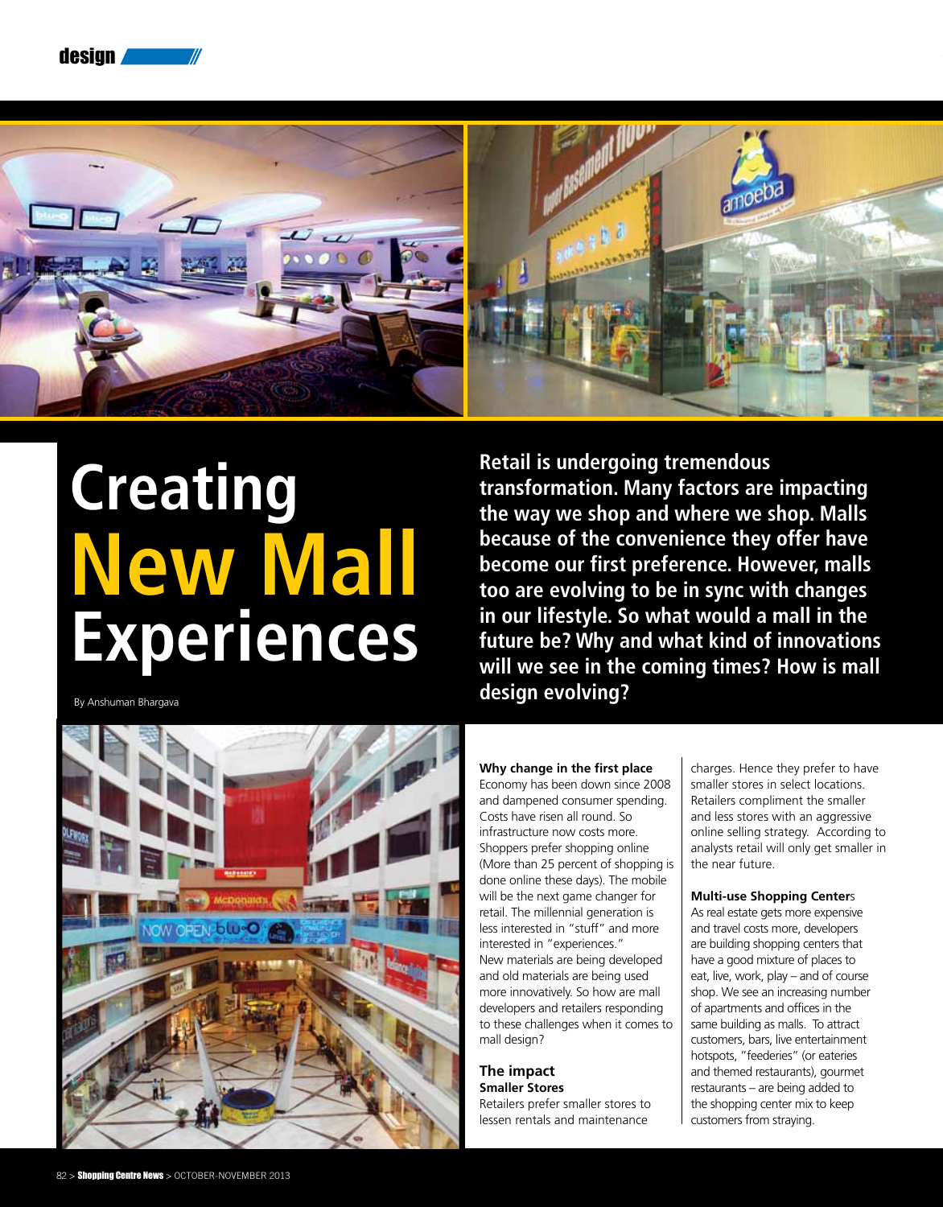# Creating New Mall Experiences

By Anshuman Bhargava

**Retail is undergoing tremendous transformation. Many factors are impacting the way we shop and where we shop. Malls because of the convenience they offer have become our first preference. However, malls too are evolving to be in sync with changes in our lifestyle. So what would a mall in the future be? Why and what kind of innovations will we see in the coming times? How is mall design evolving?**

**Why change in the first place**

Economy has been down since 2008 and dampened consumer spending. Costs have risen all round. So infrastructure now costs more. Shoppers prefer shopping online (More than 25 percent of shopping is done online these days). The mobile will be the next game changer for retail. The millennial generation is less interested in "stuff" and more interested in "experiences."

New materials are being developed and old materials are being used more innovatively. So how are mall developers and retailers responding to these challenges when it comes to mall design?

## The impact

**Smaller Stores**

Retailers prefer smaller stores to lessen rentals and maintenance charges. Hence they prefer to have smaller stores in select locations. Retailers compliment the smaller and less stores with an aggressive online selling strategy. According to analysts retail will only get smaller in the near future.

**Multi-use Shopping Centers**

As real estate gets more expensive and travel costs more, developers are building shopping centers that have a good mixture of places to eat, live, work, play – and of course shop. We see an increasing number of apartments and offices in the same building as malls. To attract customers, bars, live entertainment hotspots, "feederies" (or eateries and themed restaurants), gourmet restaurants – are being added to the shopping center mix to keep customers from straying.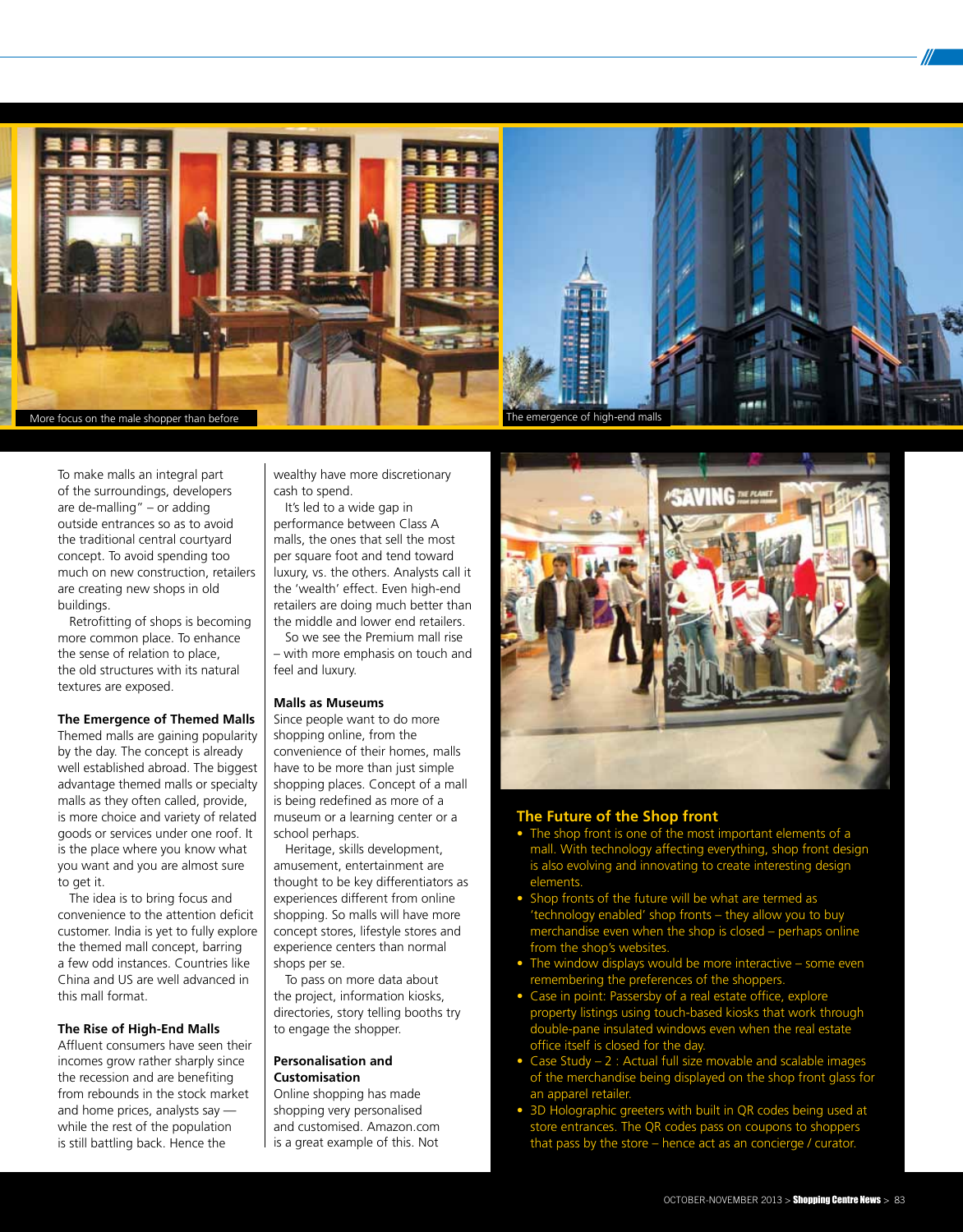More focus on the male shopper than before

The emergence of high-end malls

To make malls an integral part of the surroundings, developers are de-malling" – or adding outside entrances so as to avoid the traditional central courtyard concept. To avoid spending too much on new construction, retailers are creating new shops in old buildings.

Retrofitting of shops is becoming more common place. To enhance the sense of relation to place, the old structures with its natural textures are exposed.

**The Emergence of Themed Malls**

Themed malls are gaining popularity by the day. The concept is already well established abroad. The biggest advantage themed malls or specialty malls as they often called, provide, is more choice and variety of related goods or services under one roof. It is the place where you know what you want and you are almost sure to get it.

The idea is to bring focus and convenience to the attention deficit customer. India is yet to fully explore the themed mall concept, barring a few odd instances. Countries like China and US are well advanced in this mall format.

**The Rise of High-End Malls**

Affluent consumers have seen their incomes grow rather sharply since the recession and are benefiting from rebounds in the stock market and home prices, analysts say — while the rest of the population is still battling back. Hence the wealthy have more discretionary cash to spend.

It's led to a wide gap in performance between Class A malls, the ones that sell the most per square foot and tend toward luxury, vs. the others. Analysts call it the 'wealth' effect. Even high-end retailers are doing much better than the middle and lower end retailers.

So we see the Premium mall rise – with more emphasis on touch and feel and luxury.

**Malls as Museums**

Since people want to do more shopping online, from the convenience of their homes, malls have to be more than just simple shopping places. Concept of a mall is being redefined as more of a museum or a learning center or a school perhaps.

Heritage, skills development, amusement, entertainment are thought to be key differentiators as experiences different from online shopping. So malls will have more concept stores, lifestyle stores and experience centers than normal shops per se.

To pass on more data about the project, information kiosks, directories, story telling booths try to engage the shopper.

**Personalisation and Customisation**

Online shopping has made shopping very personalised and customised. Amazon.com is a great example of this. Not

## The Future of the Shop front

- The shop front is one of the most important elements of a mall. With technology affecting everything, shop front design is also evolving and innovating to create interesting design elements.
- Shop fronts of the future will be what are termed as 'technology enabled' shop fronts – they allow you to buy merchandise even when the shop is closed – perhaps online from the shop's websites.
- The window displays would be more interactive – some even remembering the preferences of the shoppers.
- Case in point: Passersby of a real estate office, explore property listings using touch-based kiosks that work through double-pane insulated windows even when the real estate office itself is closed for the day.
- Case Study – 2 : Actual full size movable and scalable images of the merchandise being displayed on the shop front glass for an apparel retailer.
- 3D Holographic greeters with built in QR codes being used at store entrances. The QR codes pass on coupons to shoppers that pass by the store – hence act as an concierge / curator.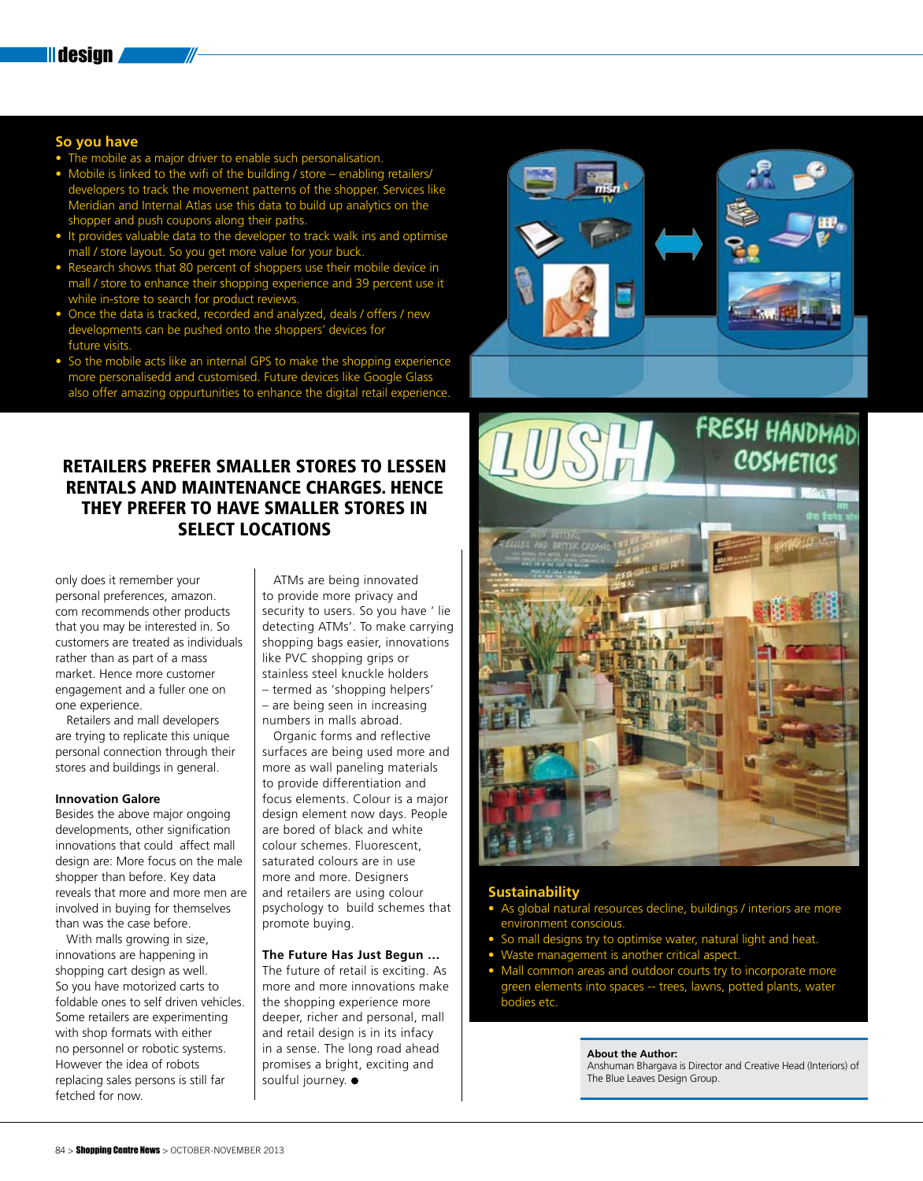## So you have

- The mobile as a major driver to enable such personalisation.
- Mobile is linked to the wifi of the building / store – enabling retailers/ developers to track the movement patterns of the shopper. Services like Meridian and Internal Atlas use this data to build up analytics on the shopper and push coupons along their paths.
- It provides valuable data to the developer to track walk ins and optimise mall / store layout. So you get more value for your buck.
- Research shows that 80 percent of shoppers use their mobile device in mall / store to enhance their shopping experience and 39 percent use it while in-store to search for product reviews.
- Once the data is tracked, recorded and analyzed, deals / offers / new developments can be pushed onto the shoppers' devices for future visits.
- So the mobile acts like an internal GPS to make the shopping experience more personalisedd and customised. Future devices like Google Glass also offer amazing oppurtunities to enhance the digital retail experience.

## RETAILERS PREFER SMALLER STORES TO LESSEN RENTALS AND MAINTENANCE CHARGES. HENCE THEY PREFER TO HAVE SMALLER STORES IN SELECT LOCATIONS

only does it remember your personal preferences, amazon.com recommends other products that you may be interested in. So customers are treated as individuals rather than as part of a mass market. Hence more customer engagement and a fuller one on one experience.

Retailers and mall developers are trying to replicate this unique personal connection through their stores and buildings in general.

### Innovation Galore

Besides the above major ongoing developments, other signification innovations that could affect mall design are: More focus on the male shopper than before. Key data reveals that more and more men are involved in buying for themselves than was the case before.

With malls growing in size, innovations are happening in shopping cart design as well. So you have motorized carts to foldable ones to self driven vehicles. Some retailers are experimenting with shop formats with either no personnel or robotic systems. However the idea of robots replacing sales persons is still far fetched for now.

ATMs are being innovated to provide more privacy and security to users. So you have ' lie detecting ATMs'. To make carrying shopping bags easier, innovations like PVC shopping grips or stainless steel knuckle holders – termed as 'shopping helpers' – are being seen in increasing numbers in malls abroad.

Organic forms and reflective surfaces are being used more and more as wall paneling materials to provide differentiation and focus elements. Colour is a major design element now days. People are bored of black and white colour schemes. Fluorescent, saturated colours are in use more and more. Designers and retailers are using colour psychology to build schemes that promote buying.

### The Future Has Just Begun ...

The future of retail is exciting. As more and more innovations make the shopping experience more deeper, richer and personal, mall and retail design is in its infacy in a sense. The long road ahead promises a bright, exciting and soulful journey. ●

## Sustainability

- As global natural resources decline, buildings / interiors are more environment conscious.
- So mall designs try to optimise water, natural light and heat.
- Waste management is another critical aspect.
- Mall common areas and outdoor courts try to incorporate more green elements into spaces -- trees, lawns, potted plants, water bodies etc.

**About the Author:**
Anshuman Bhargava is Director and Creative Head (Interiors) of The Blue Leaves Design Group.